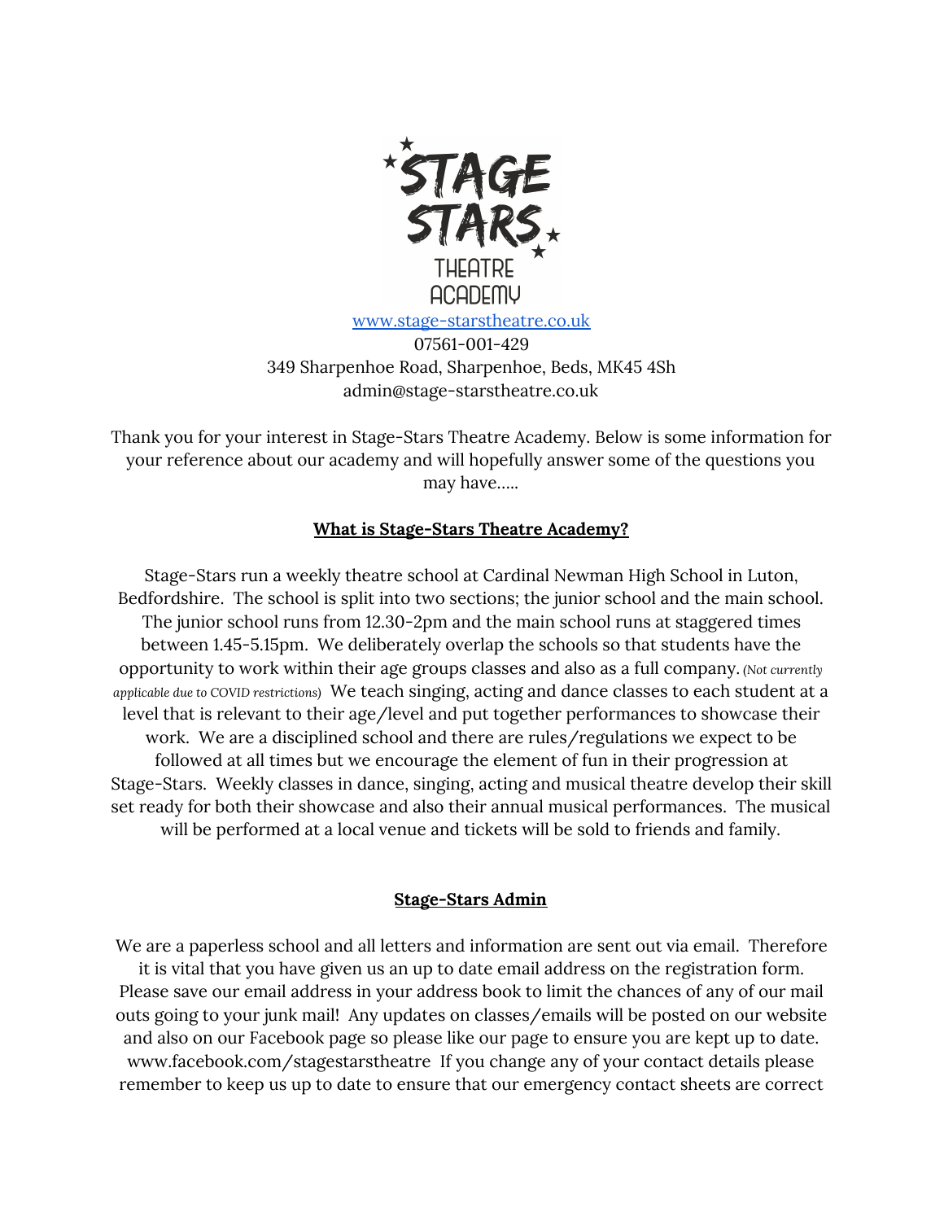# STAGE STARS THEATRE ACADEMY

www.stage-starstheatre.co.uk
07561-001-429
349 Sharpenhoe Road, Sharpenhoe, Beds, MK45 4Sh
admin@stage-starstheatre.co.uk

Thank you for your interest in Stage-Stars Theatre Academy. Below is some information for your reference about our academy and will hopefully answer some of the questions you may have.....

## What is Stage-Stars Theatre Academy?

Stage-Stars run a weekly theatre school at Cardinal Newman High School in Luton, Bedfordshire. The school is split into two sections; the junior school and the main school. The junior school runs from 12.30-2pm and the main school runs at staggered times between 1.45-5.15pm. We deliberately overlap the schools so that students have the opportunity to work within their age groups classes and also as a full company. *(Not currently applicable due to COVID restrictions)* We teach singing, acting and dance classes to each student at a level that is relevant to their age/level and put together performances to showcase their work. We are a disciplined school and there are rules/regulations we expect to be followed at all times but we encourage the element of fun in their progression at Stage-Stars. Weekly classes in dance, singing, acting and musical theatre develop their skill set ready for both their showcase and also their annual musical performances. The musical will be performed at a local venue and tickets will be sold to friends and family.

## Stage-Stars Admin

We are a paperless school and all letters and information are sent out via email. Therefore it is vital that you have given us an up to date email address on the registration form. Please save our email address in your address book to limit the chances of any of our mail outs going to your junk mail! Any updates on classes/emails will be posted on our website and also on our Facebook page so please like our page to ensure you are kept up to date. www.facebook.com/stagestarstheatre If you change any of your contact details please remember to keep us up to date to ensure that our emergency contact sheets are correct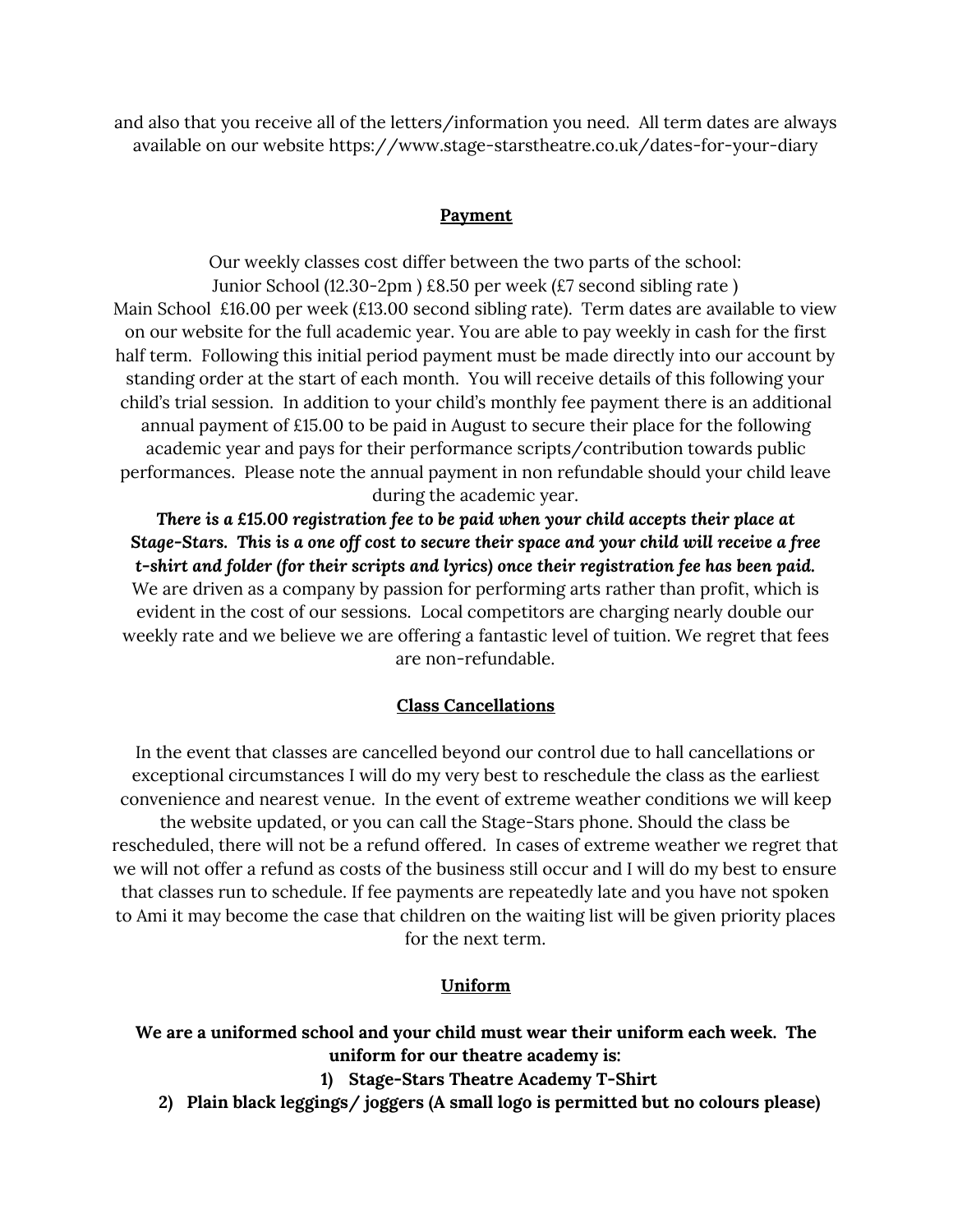and also that you receive all of the letters/information you need. All term dates are always available on our website https://www.stage-starstheatre.co.uk/dates-for-your-diary

## Payment

Our weekly classes cost differ between the two parts of the school:
Junior School (12.30-2pm ) £8.50 per week (£7 second sibling rate )
Main School £16.00 per week (£13.00 second sibling rate). Term dates are available to view on our website for the full academic year. You are able to pay weekly in cash for the first half term. Following this initial period payment must be made directly into our account by standing order at the start of each month. You will receive details of this following your child's trial session. In addition to your child's monthly fee payment there is an additional annual payment of £15.00 to be paid in August to secure their place for the following academic year and pays for their performance scripts/contribution towards public performances. Please note the annual payment in non refundable should your child leave during the academic year.

***There is a £15.00 registration fee to be paid when your child accepts their place at Stage-Stars. This is a one off cost to secure their space and your child will receive a free t-shirt and folder (for their scripts and lyrics) once their registration fee has been paid.***

We are driven as a company by passion for performing arts rather than profit, which is evident in the cost of our sessions. Local competitors are charging nearly double our weekly rate and we believe we are offering a fantastic level of tuition. We regret that fees are non-refundable.

## Class Cancellations

In the event that classes are cancelled beyond our control due to hall cancellations or exceptional circumstances I will do my very best to reschedule the class as the earliest convenience and nearest venue. In the event of extreme weather conditions we will keep the website updated, or you can call the Stage-Stars phone. Should the class be rescheduled, there will not be a refund offered. In cases of extreme weather we regret that we will not offer a refund as costs of the business still occur and I will do my best to ensure that classes run to schedule. If fee payments are repeatedly late and you have not spoken to Ami it may become the case that children on the waiting list will be given priority places for the next term.

## Uniform

**We are a uniformed school and your child must wear their uniform each week. The uniform for our theatre academy is:**

1) **Stage-Stars Theatre Academy T-Shirt**
2) **Plain black leggings/ joggers (A small logo is permitted but no colours please)**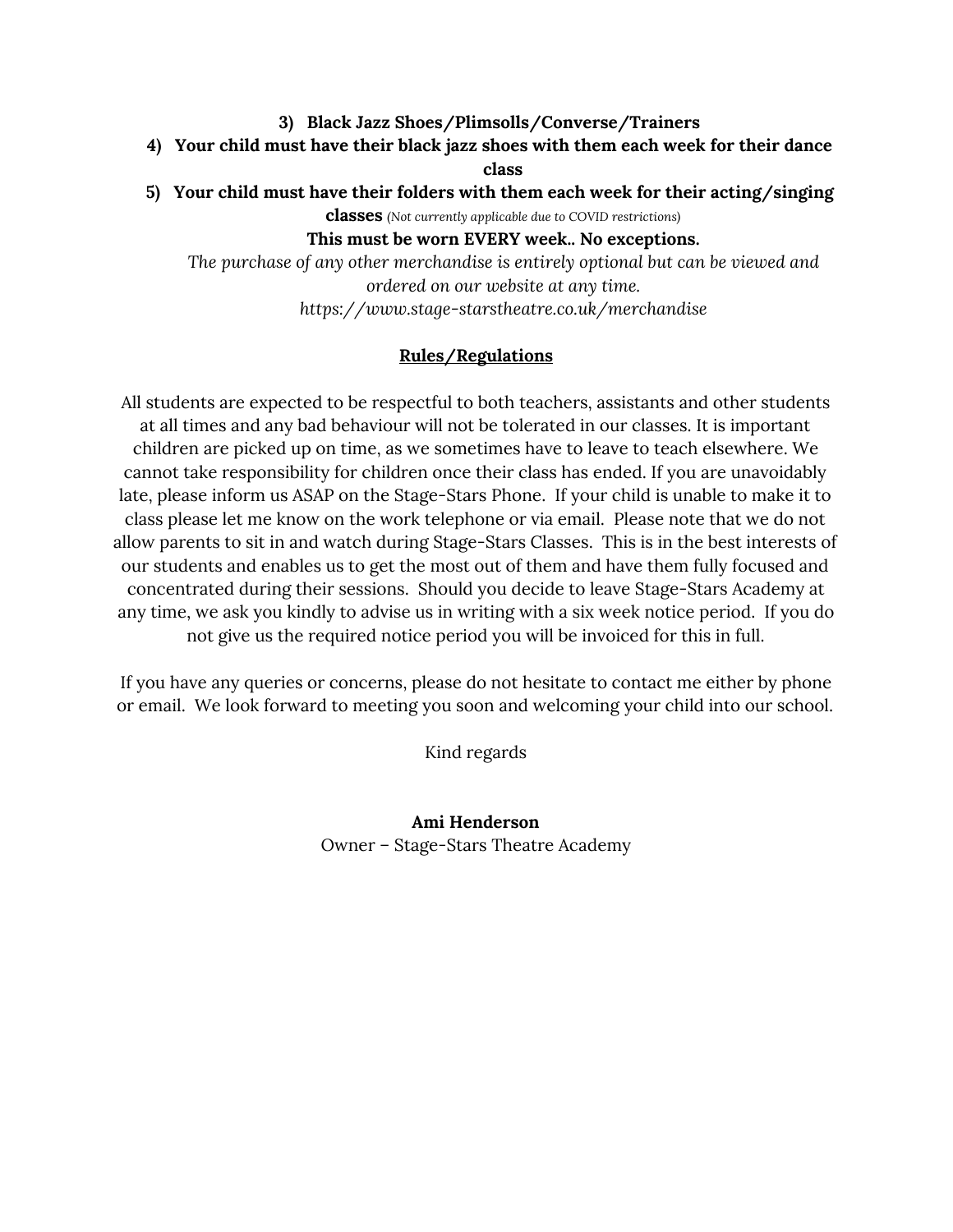3) **Black Jazz Shoes/Plimsolls/Converse/Trainers**
4) **Your child must have their black jazz shoes with them each week for their dance class**
5) **Your child must have their folders with them each week for their acting/singing classes** *(Not currently applicable due to COVID restrictions)*

**This must be worn EVERY week.. No exceptions.**

*The purchase of any other merchandise is entirely optional but can be viewed and ordered on our website at any time.*
*https://www.stage-starstheatre.co.uk/merchandise*

**Rules/Regulations**

All students are expected to be respectful to both teachers, assistants and other students at all times and any bad behaviour will not be tolerated in our classes. It is important children are picked up on time, as we sometimes have to leave to teach elsewhere. We cannot take responsibility for children once their class has ended. If you are unavoidably late, please inform us ASAP on the Stage-Stars Phone. If your child is unable to make it to class please let me know on the work telephone or via email. Please note that we do not allow parents to sit in and watch during Stage-Stars Classes. This is in the best interests of our students and enables us to get the most out of them and have them fully focused and concentrated during their sessions. Should you decide to leave Stage-Stars Academy at any time, we ask you kindly to advise us in writing with a six week notice period. If you do not give us the required notice period you will be invoiced for this in full.

If you have any queries or concerns, please do not hesitate to contact me either by phone or email. We look forward to meeting you soon and welcoming your child into our school.

Kind regards

**Ami Henderson**
Owner – Stage-Stars Theatre Academy